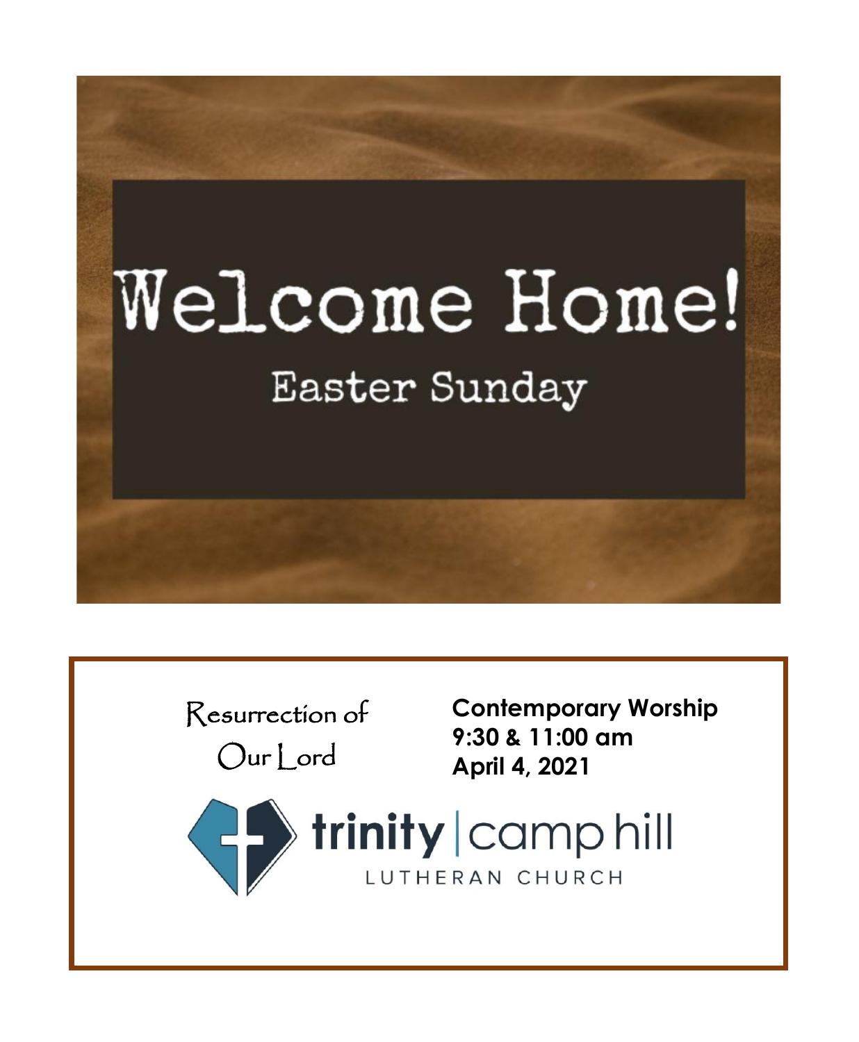# Welcome Home!

## Easter Sunday

Resurrection of Our Lord

**Contemporary Worship**
**9:30 & 11:00 am**
**April 4, 2021**

trinity | camp hill
LUTHERAN CHURCH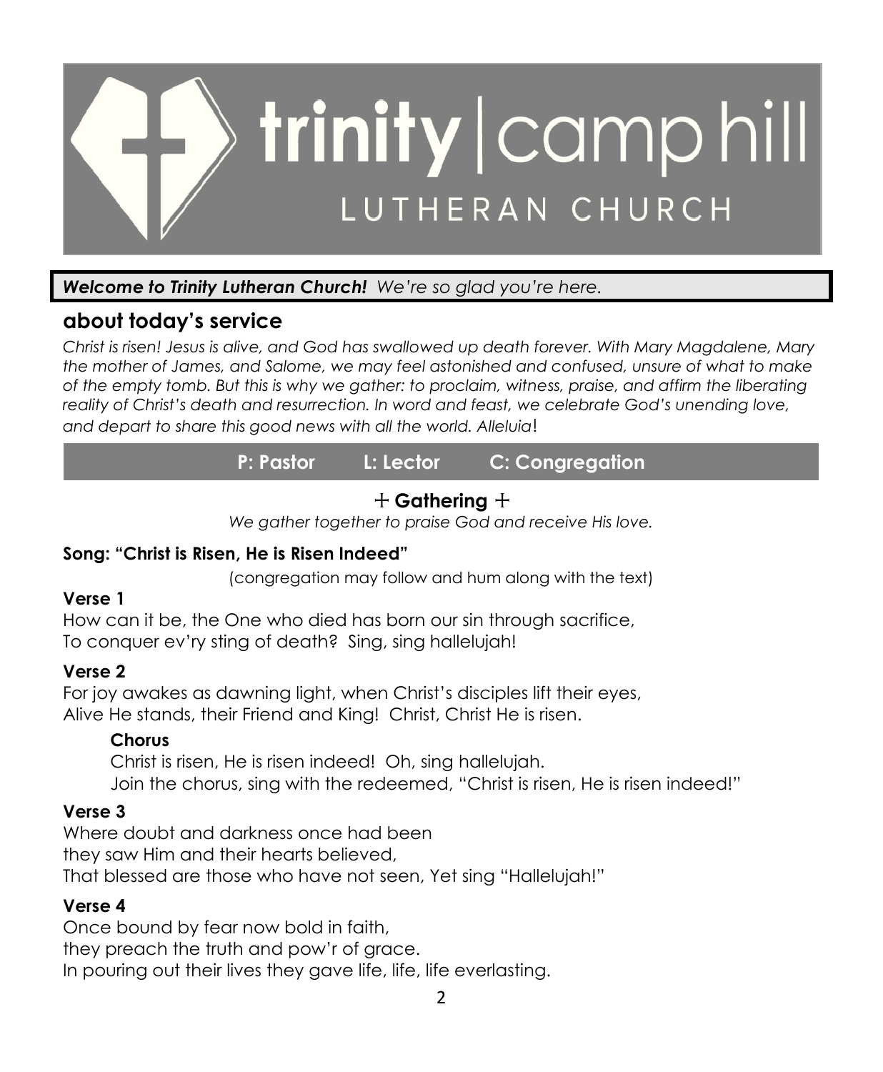# trinity | camp hill

LUTHERAN CHURCH

***Welcome to Trinity Lutheran Church!*** *We're so glad you're here.*

## about today's service

*Christ is risen! Jesus is alive, and God has swallowed up death forever. With Mary Magdalene, Mary the mother of James, and Salome, we may feel astonished and confused, unsure of what to make of the empty tomb. But this is why we gather: to proclaim, witness, praise, and affirm the liberating reality of Christ's death and resurrection. In word and feast, we celebrate God's unending love, and depart to share this good news with all the world. Alleluia*!

**P: Pastor L: Lector C: Congregation**

### + Gathering +

*We gather together to praise God and receive His love.*

**Song: "Christ is Risen, He is Risen Indeed"**

(congregation may follow and hum along with the text)

**Verse 1**

How can it be, the One who died has born our sin through sacrifice,
To conquer ev'ry sting of death? Sing, sing hallelujah!

**Verse 2**

For joy awakes as dawning light, when Christ's disciples lift their eyes,
Alive He stands, their Friend and King! Christ, Christ He is risen.

**Chorus**

Christ is risen, He is risen indeed! Oh, sing hallelujah.
Join the chorus, sing with the redeemed, "Christ is risen, He is risen indeed!"

**Verse 3**

Where doubt and darkness once had been
they saw Him and their hearts believed,
That blessed are those who have not seen, Yet sing "Hallelujah!"

**Verse 4**

Once bound by fear now bold in faith,
they preach the truth and pow'r of grace.
In pouring out their lives they gave life, life, life everlasting.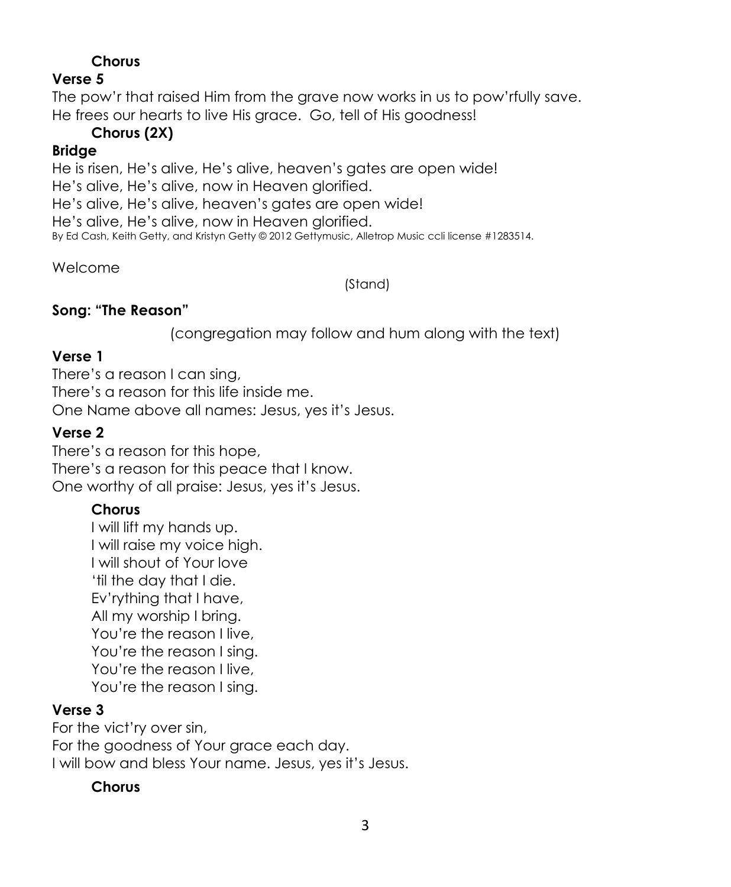**Chorus**

**Verse 5**

The pow'r that raised Him from the grave now works in us to pow'rfully save.
He frees our hearts to live His grace. Go, tell of His goodness!

**Chorus (2X)**

**Bridge**

He is risen, He's alive, He's alive, heaven's gates are open wide!
He's alive, He's alive, now in Heaven glorified.
He's alive, He's alive, heaven's gates are open wide!
He's alive, He's alive, now in Heaven glorified.
By Ed Cash, Keith Getty, and Kristyn Getty © 2012 Gettymusic, Alletrop Music ccli license #1283514.

Welcome

(Stand)

**Song: "The Reason"**

(congregation may follow and hum along with the text)

**Verse 1**

There's a reason I can sing,
There's a reason for this life inside me.
One Name above all names: Jesus, yes it's Jesus.

**Verse 2**

There's a reason for this hope,
There's a reason for this peace that I know.
One worthy of all praise: Jesus, yes it's Jesus.

**Chorus**

I will lift my hands up.
I will raise my voice high.
I will shout of Your love
'til the day that I die.
Ev'rything that I have,
All my worship I bring.
You're the reason I live,
You're the reason I sing.
You're the reason I live,
You're the reason I sing.

**Verse 3**

For the vict'ry over sin,
For the goodness of Your grace each day.
I will bow and bless Your name. Jesus, yes it's Jesus.

**Chorus**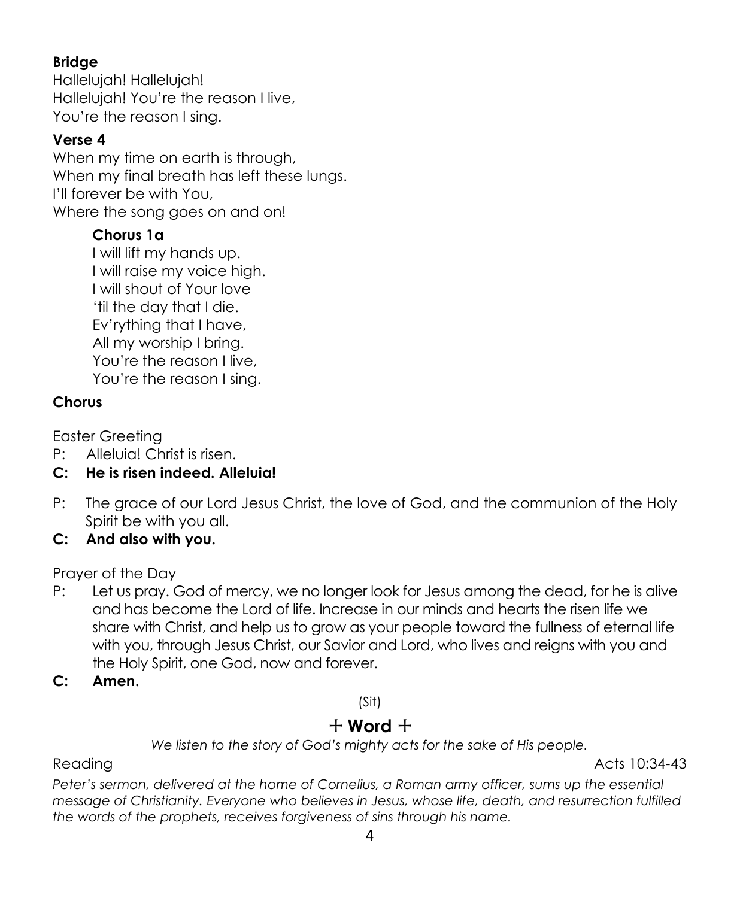**Bridge**

Hallelujah! Hallelujah!
Hallelujah! You're the reason I live,
You're the reason I sing.

**Verse 4**

When my time on earth is through,
When my final breath has left these lungs.
I'll forever be with You,
Where the song goes on and on!

> **Chorus 1a**
>
> I will lift my hands up.
> I will raise my voice high.
> I will shout of Your love
> 'til the day that I die.
> Ev'rything that I have,
> All my worship I bring.
> You're the reason I live,
> You're the reason I sing.

**Chorus**

Easter Greeting

P: Alleluia! Christ is risen.

**C: He is risen indeed. Alleluia!**

P: The grace of our Lord Jesus Christ, the love of God, and the communion of the Holy Spirit be with you all.

**C: And also with you.**

Prayer of the Day

P: Let us pray. God of mercy, we no longer look for Jesus among the dead, for he is alive and has become the Lord of life. Increase in our minds and hearts the risen life we share with Christ, and help us to grow as your people toward the fullness of eternal life with you, through Jesus Christ, our Savior and Lord, who lives and reigns with you and the Holy Spirit, one God, now and forever.

**C: Amen.**

(Sit)

## + Word +

*We listen to the story of God's mighty acts for the sake of His people.*

Reading — Acts 10:34-43

*Peter's sermon, delivered at the home of Cornelius, a Roman army officer, sums up the essential message of Christianity. Everyone who believes in Jesus, whose life, death, and resurrection fulfilled the words of the prophets, receives forgiveness of sins through his name.*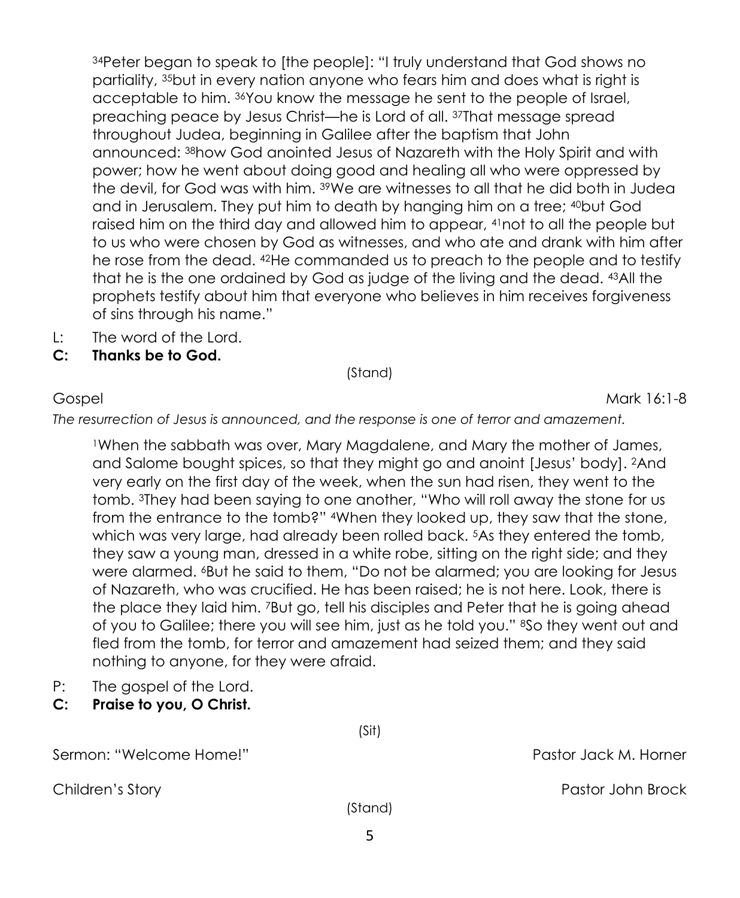[34]Peter began to speak to [the people]: "I truly understand that God shows no partiality, [35]but in every nation anyone who fears him and does what is right is acceptable to him. [36]You know the message he sent to the people of Israel, preaching peace by Jesus Christ—he is Lord of all. [37]That message spread throughout Judea, beginning in Galilee after the baptism that John announced: [38]how God anointed Jesus of Nazareth with the Holy Spirit and with power; how he went about doing good and healing all who were oppressed by the devil, for God was with him. [39]We are witnesses to all that he did both in Judea and in Jerusalem. They put him to death by hanging him on a tree; [40]but God raised him on the third day and allowed him to appear, [41]not to all the people but to us who were chosen by God as witnesses, and who ate and drank with him after he rose from the dead. [42]He commanded us to preach to the people and to testify that he is the one ordained by God as judge of the living and the dead. [43]All the prophets testify about him that everyone who believes in him receives forgiveness of sins through his name."

L: The word of the Lord.

**C: Thanks be to God.**

(Stand)

Gospel Mark 16:1-8

*The resurrection of Jesus is announced, and the response is one of terror and amazement.*

[1]When the sabbath was over, Mary Magdalene, and Mary the mother of James, and Salome bought spices, so that they might go and anoint [Jesus' body]. [2]And very early on the first day of the week, when the sun had risen, they went to the tomb. [3]They had been saying to one another, "Who will roll away the stone for us from the entrance to the tomb?" [4]When they looked up, they saw that the stone, which was very large, had already been rolled back. [5]As they entered the tomb, they saw a young man, dressed in a white robe, sitting on the right side; and they were alarmed. [6]But he said to them, "Do not be alarmed; you are looking for Jesus of Nazareth, who was crucified. He has been raised; he is not here. Look, there is the place they laid him. [7]But go, tell his disciples and Peter that he is going ahead of you to Galilee; there you will see him, just as he told you." [8]So they went out and fled from the tomb, for terror and amazement had seized them; and they said nothing to anyone, for they were afraid.

P: The gospel of the Lord.

**C: Praise to you, O Christ.**

(Sit)

Sermon: "Welcome Home!" Pastor Jack M. Horner

Children's Story Pastor John Brock

(Stand)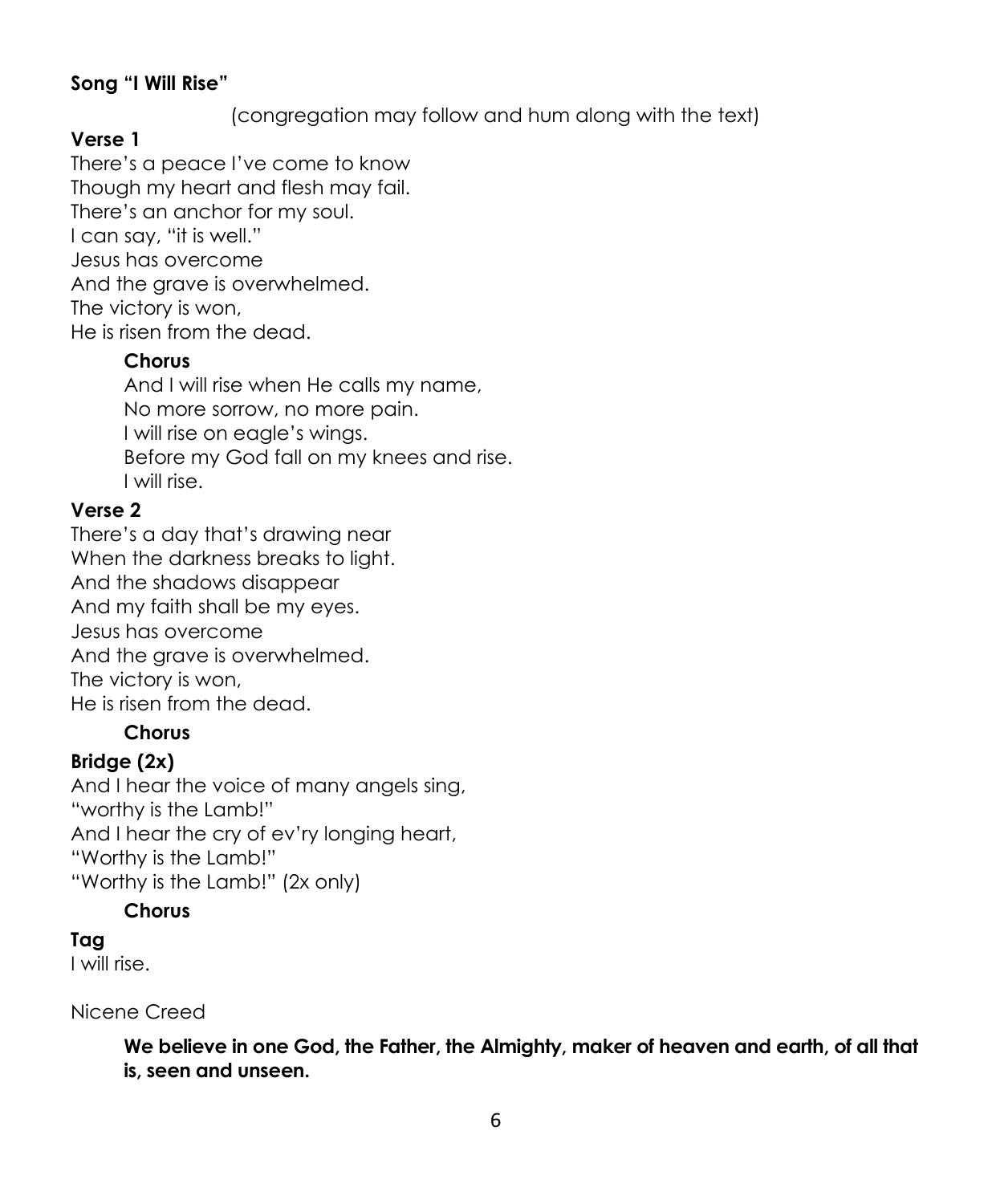**Song "I Will Rise"**

(congregation may follow and hum along with the text)

**Verse 1**

There's a peace I've come to know
Though my heart and flesh may fail.
There's an anchor for my soul.
I can say, "it is well."
Jesus has overcome
And the grave is overwhelmed.
The victory is won,
He is risen from the dead.

**Chorus**

And I will rise when He calls my name,
No more sorrow, no more pain.
I will rise on eagle's wings.
Before my God fall on my knees and rise.
I will rise.

**Verse 2**

There's a day that's drawing near
When the darkness breaks to light.
And the shadows disappear
And my faith shall be my eyes.
Jesus has overcome
And the grave is overwhelmed.
The victory is won,
He is risen from the dead.

**Chorus**

**Bridge (2x)**

And I hear the voice of many angels sing,
"worthy is the Lamb!"
And I hear the cry of ev'ry longing heart,
"Worthy is the Lamb!"
"Worthy is the Lamb!" (2x only)

**Chorus**

**Tag**

I will rise.

Nicene Creed

**We believe in one God, the Father, the Almighty, maker of heaven and earth, of all that is, seen and unseen.**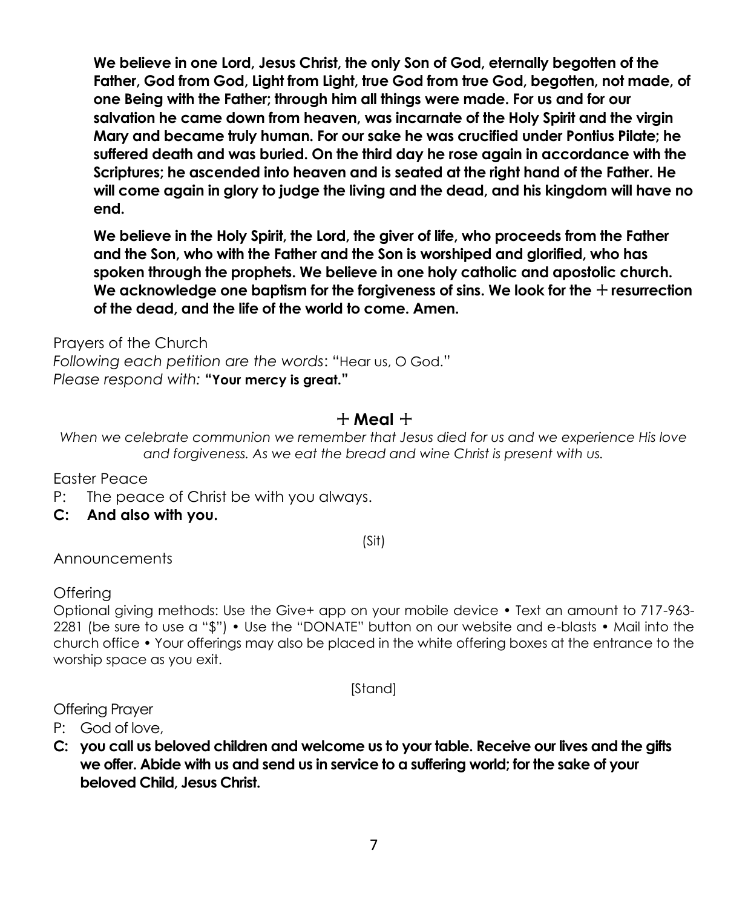**We believe in one Lord, Jesus Christ, the only Son of God, eternally begotten of the Father, God from God, Light from Light, true God from true God, begotten, not made, of one Being with the Father; through him all things were made. For us and for our salvation he came down from heaven, was incarnate of the Holy Spirit and the virgin Mary and became truly human. For our sake he was crucified under Pontius Pilate; he suffered death and was buried. On the third day he rose again in accordance with the Scriptures; he ascended into heaven and is seated at the right hand of the Father. He will come again in glory to judge the living and the dead, and his kingdom will have no end.**

**We believe in the Holy Spirit, the Lord, the giver of life, who proceeds from the Father and the Son, who with the Father and the Son is worshiped and glorified, who has spoken through the prophets. We believe in one holy catholic and apostolic church. We acknowledge one baptism for the forgiveness of sins. We look for the + resurrection of the dead, and the life of the world to come. Amen.**

Prayers of the Church

*Following each petition are the words*: "Hear us, O God."

*Please respond with:* **"Your mercy is great."**

## + Meal +

*When we celebrate communion we remember that Jesus died for us and we experience His love and forgiveness. As we eat the bread and wine Christ is present with us.*

Easter Peace

P: The peace of Christ be with you always.

**C: And also with you.**

(Sit)

Announcements

Offering

Optional giving methods: Use the Give+ app on your mobile device • Text an amount to 717-963-2281 (be sure to use a "$") • Use the "DONATE" button on our website and e-blasts • Mail into the church office • Your offerings may also be placed in the white offering boxes at the entrance to the worship space as you exit.

[Stand]

Offering Prayer

P: God of love,

**C: you call us beloved children and welcome us to your table. Receive our lives and the gifts we offer. Abide with us and send us in service to a suffering world; for the sake of your beloved Child, Jesus Christ.**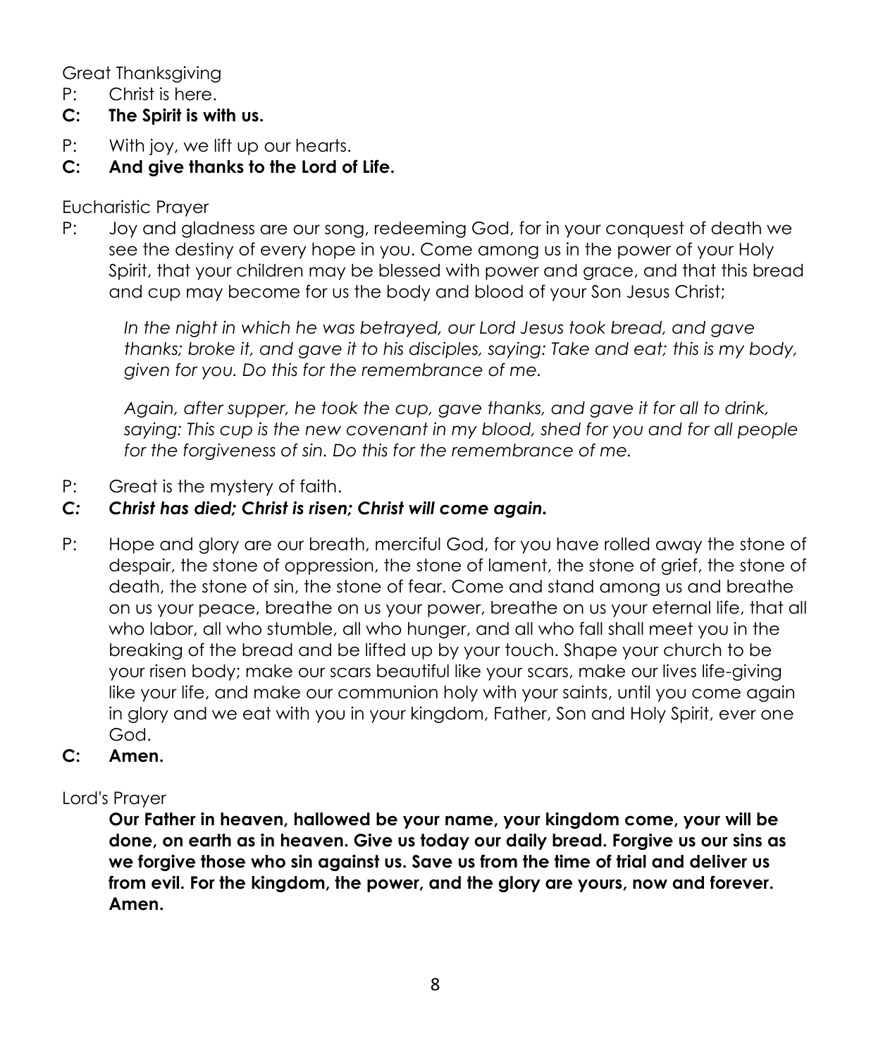Great Thanksgiving

P: Christ is here.

**C: The Spirit is with us.**

P: With joy, we lift up our hearts.

**C: And give thanks to the Lord of Life.**

Eucharistic Prayer

P: Joy and gladness are our song, redeeming God, for in your conquest of death we see the destiny of every hope in you. Come among us in the power of your Holy Spirit, that your children may be blessed with power and grace, and that this bread and cup may become for us the body and blood of your Son Jesus Christ;

*In the night in which he was betrayed, our Lord Jesus took bread, and gave thanks; broke it, and gave it to his disciples, saying: Take and eat; this is my body, given for you. Do this for the remembrance of me.*

*Again, after supper, he took the cup, gave thanks, and gave it for all to drink, saying: This cup is the new covenant in my blood, shed for you and for all people for the forgiveness of sin. Do this for the remembrance of me.*

P: Great is the mystery of faith.

***C: Christ has died; Christ is risen; Christ will come again.***

P: Hope and glory are our breath, merciful God, for you have rolled away the stone of despair, the stone of oppression, the stone of lament, the stone of grief, the stone of death, the stone of sin, the stone of fear. Come and stand among us and breathe on us your peace, breathe on us your power, breathe on us your eternal life, that all who labor, all who stumble, all who hunger, and all who fall shall meet you in the breaking of the bread and be lifted up by your touch. Shape your church to be your risen body; make our scars beautiful like your scars, make our lives life-giving like your life, and make our communion holy with your saints, until you come again in glory and we eat with you in your kingdom, Father, Son and Holy Spirit, ever one God.

**C: Amen.**

Lord's Prayer

**Our Father in heaven, hallowed be your name, your kingdom come, your will be done, on earth as in heaven. Give us today our daily bread. Forgive us our sins as we forgive those who sin against us. Save us from the time of trial and deliver us from evil. For the kingdom, the power, and the glory are yours, now and forever. Amen.**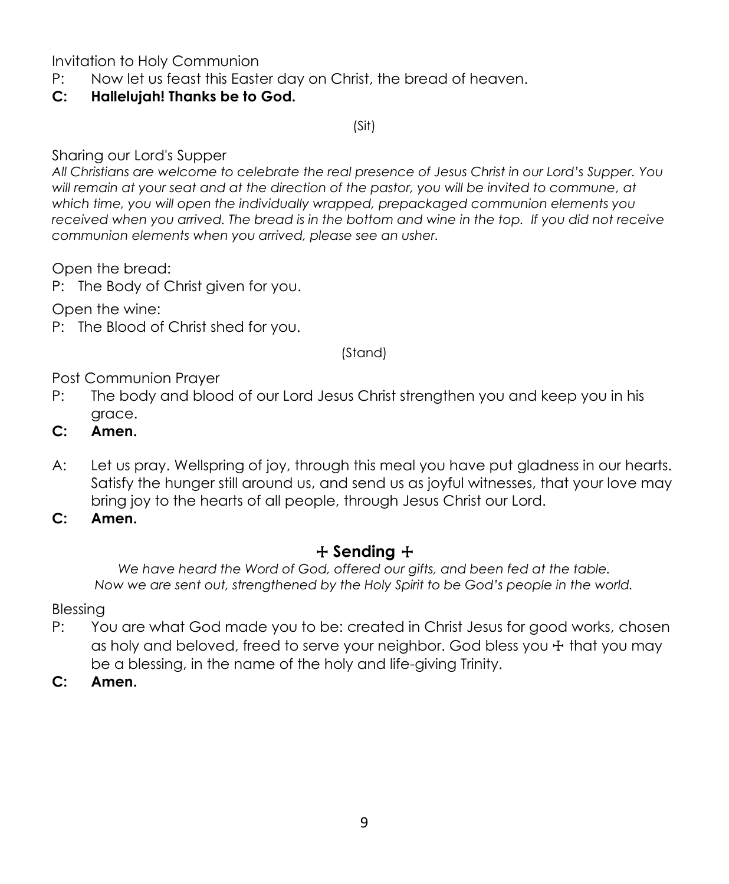Invitation to Holy Communion

P: Now let us feast this Easter day on Christ, the bread of heaven.

**C: Hallelujah! Thanks be to God.**

(Sit)

Sharing our Lord's Supper

*All Christians are welcome to celebrate the real presence of Jesus Christ in our Lord's Supper. You will remain at your seat and at the direction of the pastor, you will be invited to commune, at which time, you will open the individually wrapped, prepackaged communion elements you received when you arrived. The bread is in the bottom and wine in the top. If you did not receive communion elements when you arrived, please see an usher.*

Open the bread:

P: The Body of Christ given for you.

Open the wine:

P: The Blood of Christ shed for you.

(Stand)

Post Communion Prayer

P: The body and blood of our Lord Jesus Christ strengthen you and keep you in his grace.

**C: Amen.**

A: Let us pray. Wellspring of joy, through this meal you have put gladness in our hearts. Satisfy the hunger still around us, and send us as joyful witnesses, that your love may bring joy to the hearts of all people, through Jesus Christ our Lord.

**C: Amen.**

## ☩ Sending ☩

*We have heard the Word of God, offered our gifts, and been fed at the table.*
*Now we are sent out, strengthened by the Holy Spirit to be God's people in the world.*

Blessing

P: You are what God made you to be: created in Christ Jesus for good works, chosen as holy and beloved, freed to serve your neighbor. God bless you ☩ that you may be a blessing, in the name of the holy and life-giving Trinity.

**C: Amen.**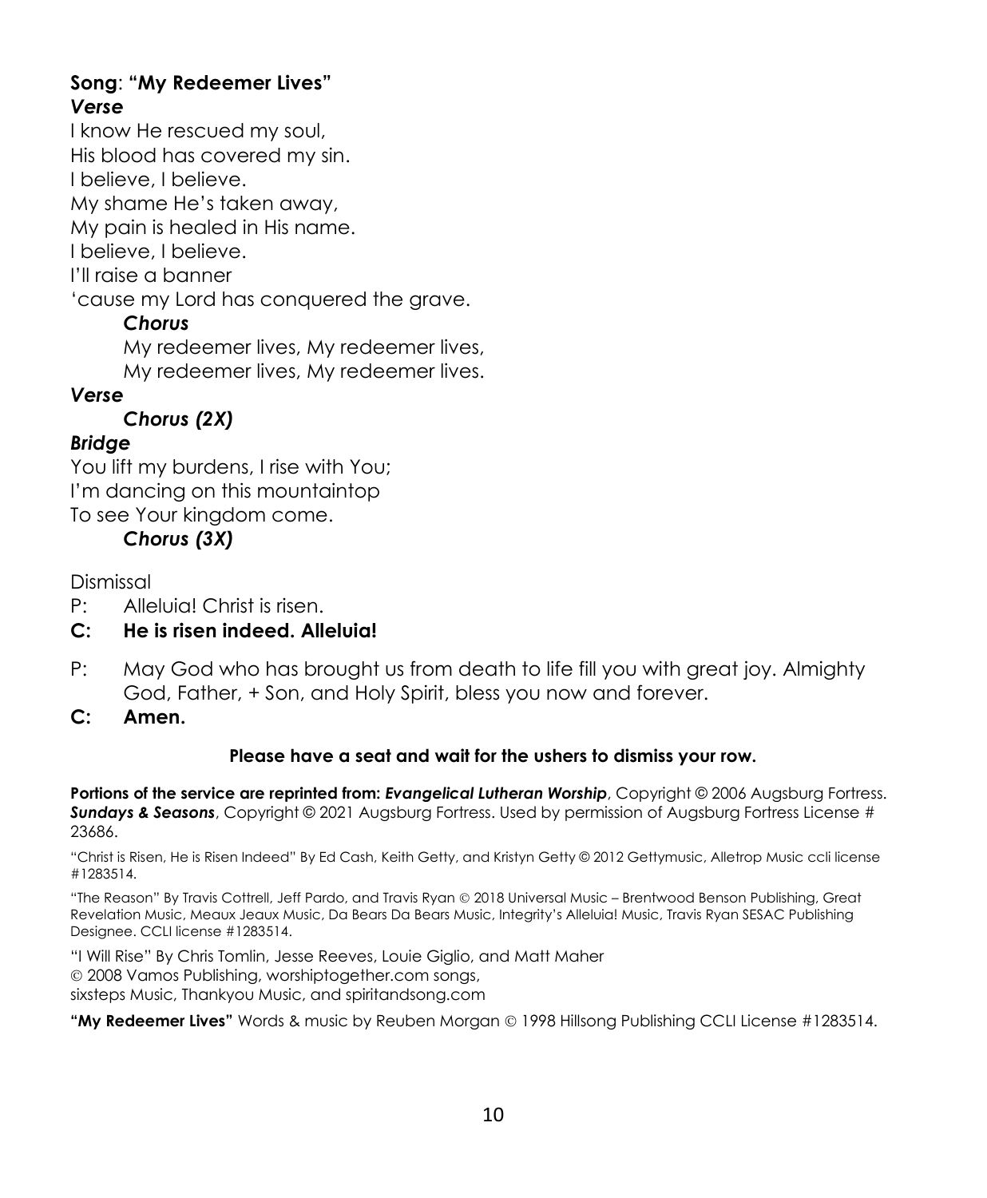**Song**: **"My Redeemer Lives"**

***Verse***

I know He rescued my soul,
His blood has covered my sin.
I believe, I believe.
My shame He's taken away,
My pain is healed in His name.
I believe, I believe.
I'll raise a banner
'cause my Lord has conquered the grave.

***Chorus***

My redeemer lives, My redeemer lives,
My redeemer lives, My redeemer lives.

***Verse***

***Chorus (2X)***

***Bridge***

You lift my burdens, I rise with You;
I'm dancing on this mountaintop
To see Your kingdom come.

***Chorus (3X)***

Dismissal

P: Alleluia! Christ is risen.

**C: He is risen indeed. Alleluia!**

P: May God who has brought us from death to life fill you with great joy. Almighty God, Father, + Son, and Holy Spirit, bless you now and forever.

**C: Amen.**

**Please have a seat and wait for the ushers to dismiss your row.**

**Portions of the service are reprinted from:** ***Evangelical Lutheran Worship***, Copyright © 2006 Augsburg Fortress. ***Sundays & Seasons***, Copyright © 2021 Augsburg Fortress. Used by permission of Augsburg Fortress License # 23686.

"Christ is Risen, He is Risen Indeed" By Ed Cash, Keith Getty, and Kristyn Getty © 2012 Gettymusic, Alletrop Music ccli license #1283514.

"The Reason" By Travis Cottrell, Jeff Pardo, and Travis Ryan © 2018 Universal Music – Brentwood Benson Publishing, Great Revelation Music, Meaux Jeaux Music, Da Bears Da Bears Music, Integrity's Alleluia! Music, Travis Ryan SESAC Publishing Designee. CCLI license #1283514.

"I Will Rise" By Chris Tomlin, Jesse Reeves, Louie Giglio, and Matt Maher
© 2008 Vamos Publishing, worshiptogether.com songs,
sixsteps Music, Thankyou Music, and spiritandsong.com

**"My Redeemer Lives"** Words & music by Reuben Morgan © 1998 Hillsong Publishing CCLI License #1283514.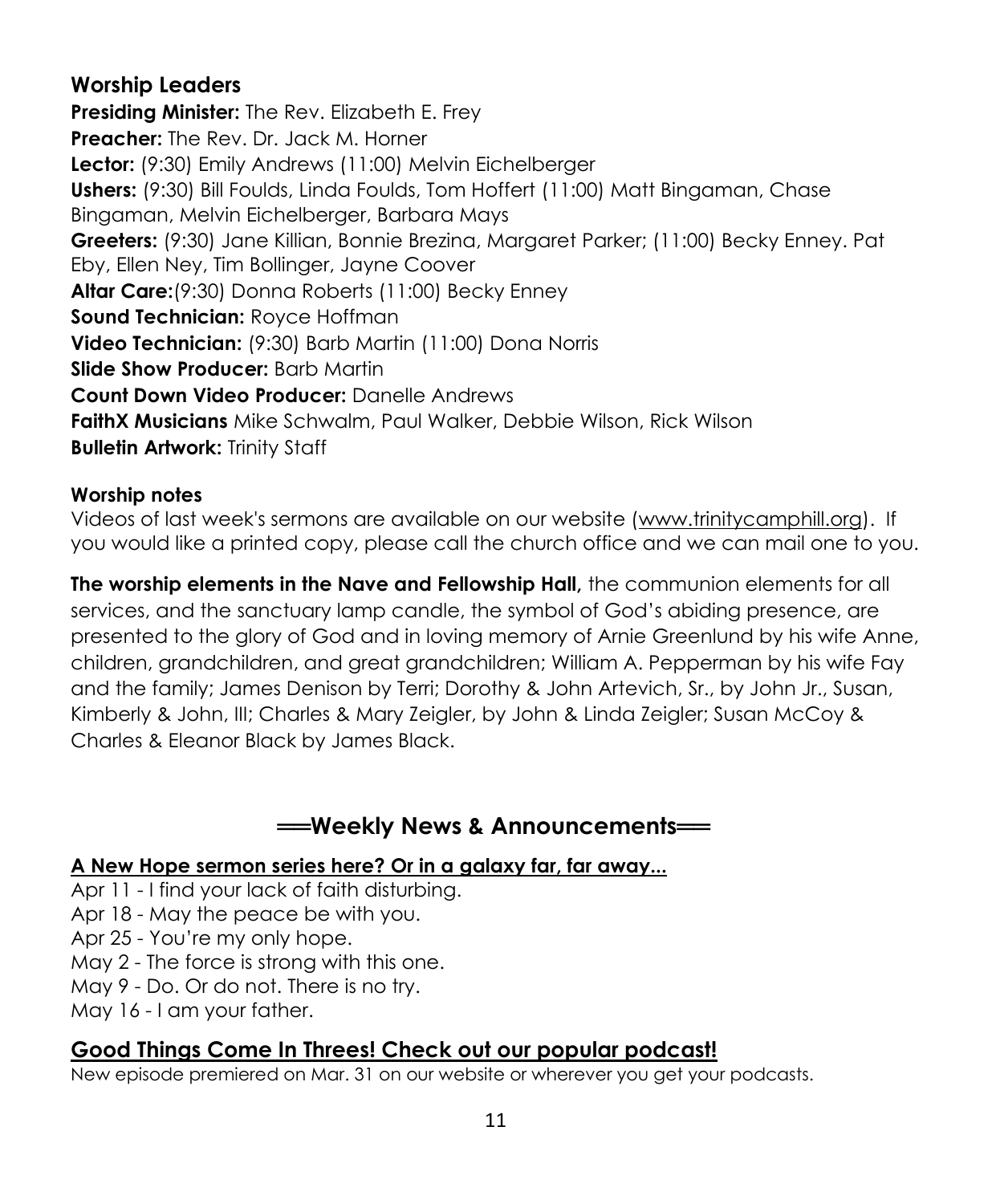## Worship Leaders

**Presiding Minister:** The Rev. Elizabeth E. Frey
**Preacher:** The Rev. Dr. Jack M. Horner
**Lector:** (9:30) Emily Andrews (11:00) Melvin Eichelberger
**Ushers:** (9:30) Bill Foulds, Linda Foulds, Tom Hoffert (11:00) Matt Bingaman, Chase Bingaman, Melvin Eichelberger, Barbara Mays
**Greeters:** (9:30) Jane Killian, Bonnie Brezina, Margaret Parker; (11:00) Becky Enney. Pat Eby, Ellen Ney, Tim Bollinger, Jayne Coover
**Altar Care:**(9:30) Donna Roberts (11:00) Becky Enney
**Sound Technician:** Royce Hoffman
**Video Technician:** (9:30) Barb Martin (11:00) Dona Norris
**Slide Show Producer:** Barb Martin
**Count Down Video Producer:** Danelle Andrews
**FaithX Musicians** Mike Schwalm, Paul Walker, Debbie Wilson, Rick Wilson
**Bulletin Artwork:** Trinity Staff

### Worship notes

Videos of last week's sermons are available on our website (www.trinitycamphill.org). If you would like a printed copy, please call the church office and we can mail one to you.

**The worship elements in the Nave and Fellowship Hall,** the communion elements for all services, and the sanctuary lamp candle, the symbol of God's abiding presence, are presented to the glory of God and in loving memory of Arnie Greenlund by his wife Anne, children, grandchildren, and great grandchildren; William A. Pepperman by his wife Fay and the family; James Denison by Terri; Dorothy & John Artevich, Sr., by John Jr., Susan, Kimberly & John, III; Charles & Mary Zeigler, by John & Linda Zeigler; Susan McCoy & Charles & Eleanor Black by James Black.

## ══Weekly News & Announcements══

### A New Hope sermon series here? Or in a galaxy far, far away...

Apr 11 - I find your lack of faith disturbing.
Apr 18 - May the peace be with you.
Apr 25 - You're my only hope.
May 2 - The force is strong with this one.
May 9 - Do. Or do not. There is no try.
May 16 - I am your father.

### Good Things Come In Threes! Check out our popular podcast!

New episode premiered on Mar. 31 on our website or wherever you get your podcasts.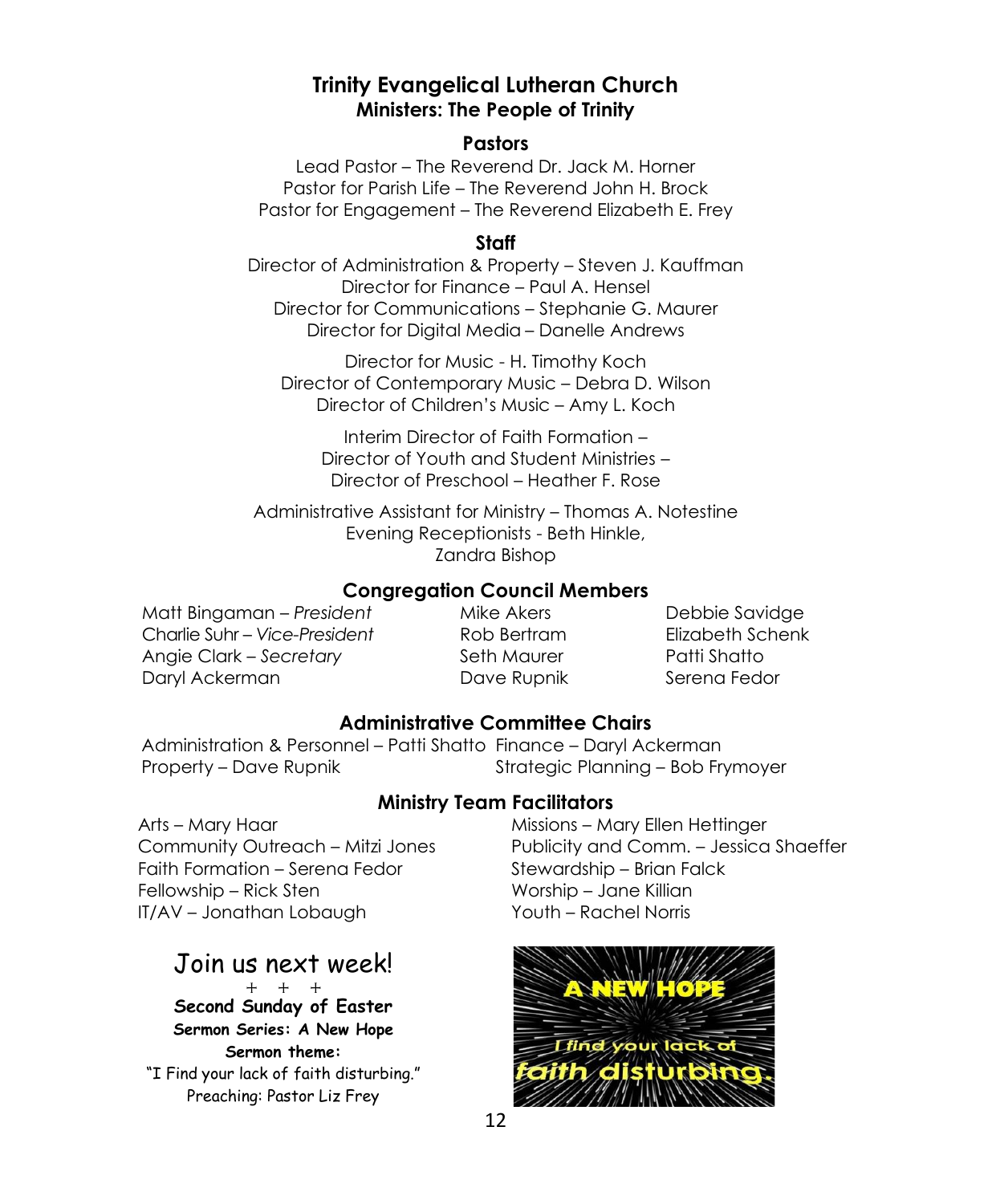# Trinity Evangelical Lutheran Church

## Ministers: The People of Trinity

### Pastors

Lead Pastor – The Reverend Dr. Jack M. Horner
Pastor for Parish Life – The Reverend John H. Brock
Pastor for Engagement – The Reverend Elizabeth E. Frey

### Staff

Director of Administration & Property – Steven J. Kauffman
Director for Finance – Paul A. Hensel
Director for Communications – Stephanie G. Maurer
Director for Digital Media – Danelle Andrews

Director for Music - H. Timothy Koch
Director of Contemporary Music – Debra D. Wilson
Director of Children's Music – Amy L. Koch

Interim Director of Faith Formation –
Director of Youth and Student Ministries –
Director of Preschool – Heather F. Rose

Administrative Assistant for Ministry – Thomas A. Notestine
Evening Receptionists - Beth Hinkle,
Zandra Bishop

### Congregation Council Members

Matt Bingaman – *President*
Charlie Suhr – *Vice-President*
Angie Clark – *Secretary*
Daryl Ackerman
Mike Akers
Rob Bertram
Seth Maurer
Dave Rupnik
Debbie Savidge
Elizabeth Schenk
Patti Shatto
Serena Fedor

### Administrative Committee Chairs

Administration & Personnel – Patti Shatto
Finance – Daryl Ackerman
Property – Dave Rupnik
Strategic Planning – Bob Frymoyer

### Ministry Team Facilitators

Arts – Mary Haar
Community Outreach – Mitzi Jones
Faith Formation – Serena Fedor
Fellowship – Rick Sten
IT/AV – Jonathan Lobaugh
Missions – Mary Ellen Hettinger
Publicity and Comm. – Jessica Shaeffer
Stewardship – Brian Falck
Worship – Jane Killian
Youth – Rachel Norris

## Join us next week!

\+ \+ \+

**Second Sunday of Easter**

**Sermon Series: A New Hope**

**Sermon theme:**

"I Find your lack of faith disturbing."

Preaching: Pastor Liz Frey

A NEW HOPE

I find your lack of faith disturbing.